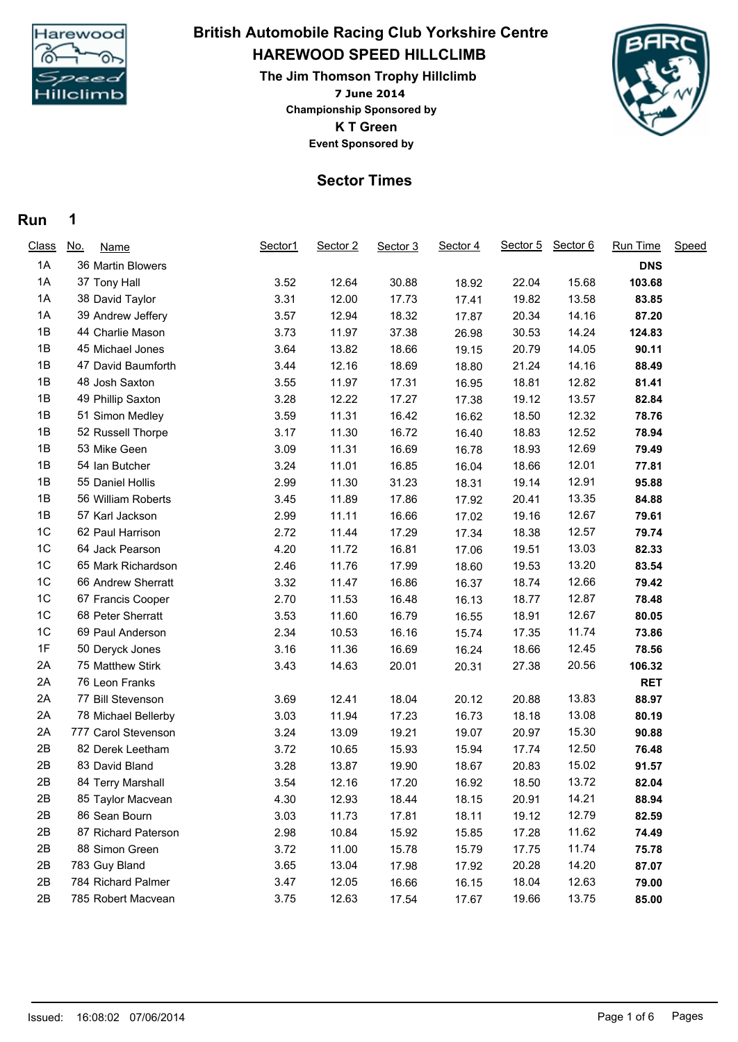# British Automobile Racing Club Yorkshire Centre

## HAREWOOD SPEED HILLCLIMB

### The Jim Thomson Trophy Hillclimb

**7 June 2014**

**Championship Sponsored by**

**K T Green**

**Event Sponsored by**

## Sector Times

### Run 1

| Class | No. | Name | Sector1 | Sector 2 | Sector 3 | Sector 4 | Sector 5 | Sector 6 | Run Time | Speed |
|---|---|---|---|---|---|---|---|---|---|---|
| 1A | 36 | Martin Blowers | | | | | | | **DNS** | |
| 1A | 37 | Tony Hall | 3.52 | 12.64 | 30.88 | 18.92 | 22.04 | 15.68 | **103.68** | |
| 1A | 38 | David Taylor | 3.31 | 12.00 | 17.73 | 17.41 | 19.82 | 13.58 | **83.85** | |
| 1A | 39 | Andrew Jeffery | 3.57 | 12.94 | 18.32 | 17.87 | 20.34 | 14.16 | **87.20** | |
| 1B | 44 | Charlie Mason | 3.73 | 11.97 | 37.38 | 26.98 | 30.53 | 14.24 | **124.83** | |
| 1B | 45 | Michael Jones | 3.64 | 13.82 | 18.66 | 19.15 | 20.79 | 14.05 | **90.11** | |
| 1B | 47 | David Baumforth | 3.44 | 12.16 | 18.69 | 18.80 | 21.24 | 14.16 | **88.49** | |
| 1B | 48 | Josh Saxton | 3.55 | 11.97 | 17.31 | 16.95 | 18.81 | 12.82 | **81.41** | |
| 1B | 49 | Phillip Saxton | 3.28 | 12.22 | 17.27 | 17.38 | 19.12 | 13.57 | **82.84** | |
| 1B | 51 | Simon Medley | 3.59 | 11.31 | 16.42 | 16.62 | 18.50 | 12.32 | **78.76** | |
| 1B | 52 | Russell Thorpe | 3.17 | 11.30 | 16.72 | 16.40 | 18.83 | 12.52 | **78.94** | |
| 1B | 53 | Mike Geen | 3.09 | 11.31 | 16.69 | 16.78 | 18.93 | 12.69 | **79.49** | |
| 1B | 54 | Ian Butcher | 3.24 | 11.01 | 16.85 | 16.04 | 18.66 | 12.01 | **77.81** | |
| 1B | 55 | Daniel Hollis | 2.99 | 11.30 | 31.23 | 18.31 | 19.14 | 12.91 | **95.88** | |
| 1B | 56 | William Roberts | 3.45 | 11.89 | 17.86 | 17.92 | 20.41 | 13.35 | **84.88** | |
| 1B | 57 | Karl Jackson | 2.99 | 11.11 | 16.66 | 17.02 | 19.16 | 12.67 | **79.61** | |
| 1C | 62 | Paul Harrison | 2.72 | 11.44 | 17.29 | 17.34 | 18.38 | 12.57 | **79.74** | |
| 1C | 64 | Jack Pearson | 4.20 | 11.72 | 16.81 | 17.06 | 19.51 | 13.03 | **82.33** | |
| 1C | 65 | Mark Richardson | 2.46 | 11.76 | 17.99 | 18.60 | 19.53 | 13.20 | **83.54** | |
| 1C | 66 | Andrew Sherratt | 3.32 | 11.47 | 16.86 | 16.37 | 18.74 | 12.66 | **79.42** | |
| 1C | 67 | Francis Cooper | 2.70 | 11.53 | 16.48 | 16.13 | 18.77 | 12.87 | **78.48** | |
| 1C | 68 | Peter Sherratt | 3.53 | 11.60 | 16.79 | 16.55 | 18.91 | 12.67 | **80.05** | |
| 1C | 69 | Paul Anderson | 2.34 | 10.53 | 16.16 | 15.74 | 17.35 | 11.74 | **73.86** | |
| 1F | 50 | Deryck Jones | 3.16 | 11.36 | 16.69 | 16.24 | 18.66 | 12.45 | **78.56** | |
| 2A | 75 | Matthew Stirk | 3.43 | 14.63 | 20.01 | 20.31 | 27.38 | 20.56 | **106.32** | |
| 2A | 76 | Leon Franks | | | | | | | **RET** | |
| 2A | 77 | Bill Stevenson | 3.69 | 12.41 | 18.04 | 20.12 | 20.88 | 13.83 | **88.97** | |
| 2A | 78 | Michael Bellerby | 3.03 | 11.94 | 17.23 | 16.73 | 18.18 | 13.08 | **80.19** | |
| 2A | 777 | Carol Stevenson | 3.24 | 13.09 | 19.21 | 19.07 | 20.97 | 15.30 | **90.88** | |
| 2B | 82 | Derek Leetham | 3.72 | 10.65 | 15.93 | 15.94 | 17.74 | 12.50 | **76.48** | |
| 2B | 83 | David Bland | 3.28 | 13.87 | 19.90 | 18.67 | 20.83 | 15.02 | **91.57** | |
| 2B | 84 | Terry Marshall | 3.54 | 12.16 | 17.20 | 16.92 | 18.50 | 13.72 | **82.04** | |
| 2B | 85 | Taylor Macvean | 4.30 | 12.93 | 18.44 | 18.15 | 20.91 | 14.21 | **88.94** | |
| 2B | 86 | Sean Bourn | 3.03 | 11.73 | 17.81 | 18.11 | 19.12 | 12.79 | **82.59** | |
| 2B | 87 | Richard Paterson | 2.98 | 10.84 | 15.92 | 15.85 | 17.28 | 11.62 | **74.49** | |
| 2B | 88 | Simon Green | 3.72 | 11.00 | 15.78 | 15.79 | 17.75 | 11.74 | **75.78** | |
| 2B | 783 | Guy Bland | 3.65 | 13.04 | 17.98 | 17.92 | 20.28 | 14.20 | **87.07** | |
| 2B | 784 | Richard Palmer | 3.47 | 12.05 | 16.66 | 16.15 | 18.04 | 12.63 | **79.00** | |
| 2B | 785 | Robert Macvean | 3.75 | 12.63 | 17.54 | 17.67 | 19.66 | 13.75 | **85.00** | |

Issued: 16:08:02 07/06/2014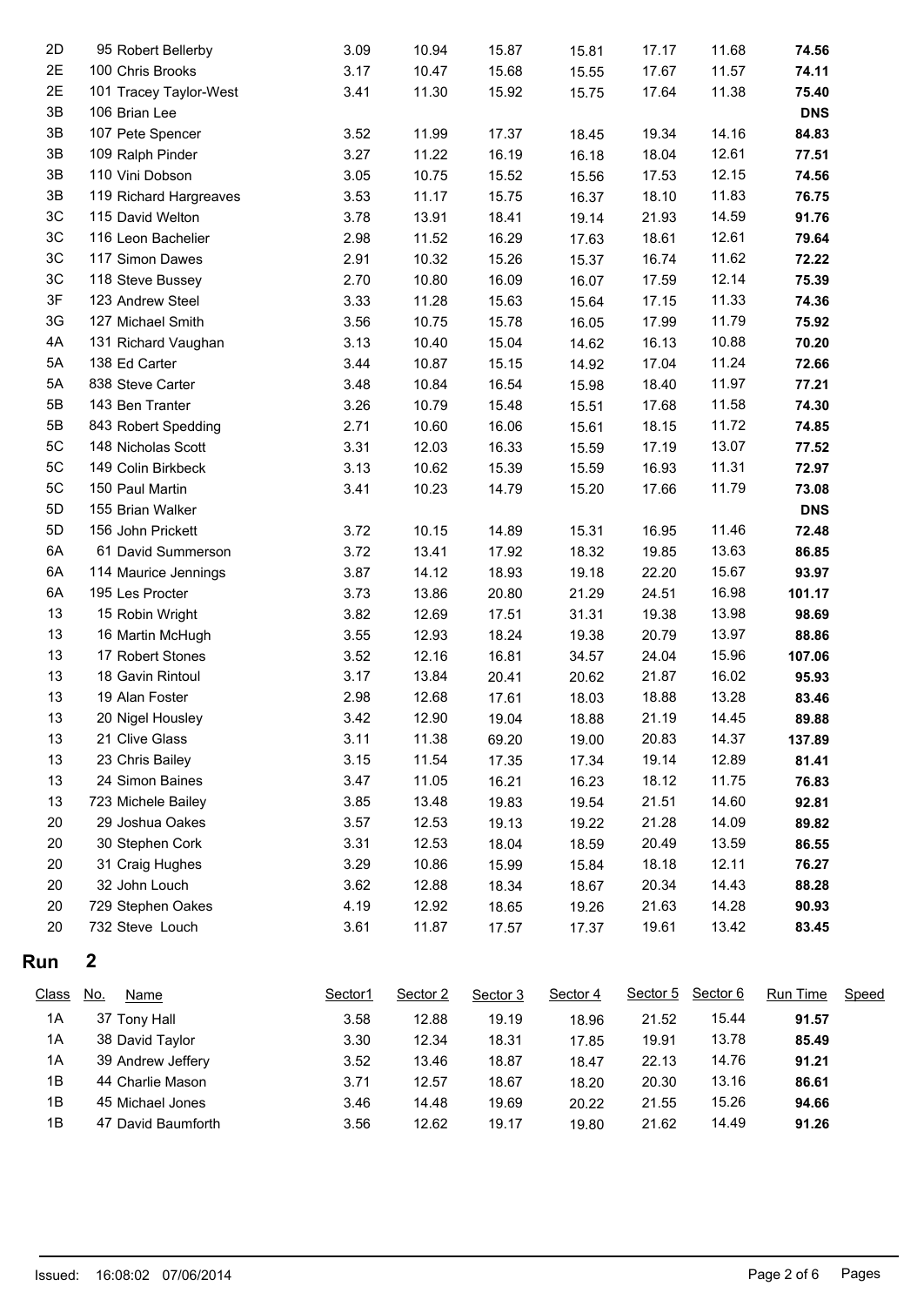| Class | No. | Name | Sector1 | Sector 2 | Sector 3 | Sector 4 | Sector 5 | Sector 6 | Run Time | Speed |
|---|---|---|---|---|---|---|---|---|---|---|
| 2D | 95 | Robert Bellerby | 3.09 | 10.94 | 15.87 | 15.81 | 17.17 | 11.68 | **74.56** | |
| 2E | 100 | Chris Brooks | 3.17 | 10.47 | 15.68 | 15.55 | 17.67 | 11.57 | **74.11** | |
| 2E | 101 | Tracey Taylor-West | 3.41 | 11.30 | 15.92 | 15.75 | 17.64 | 11.38 | **75.40** | |
| 3B | 106 | Brian Lee | | | | | | | **DNS** | |
| 3B | 107 | Pete Spencer | 3.52 | 11.99 | 17.37 | 18.45 | 19.34 | 14.16 | **84.83** | |
| 3B | 109 | Ralph Pinder | 3.27 | 11.22 | 16.19 | 16.18 | 18.04 | 12.61 | **77.51** | |
| 3B | 110 | Vini Dobson | 3.05 | 10.75 | 15.52 | 15.56 | 17.53 | 12.15 | **74.56** | |
| 3B | 119 | Richard Hargreaves | 3.53 | 11.17 | 15.75 | 16.37 | 18.10 | 11.83 | **76.75** | |
| 3C | 115 | David Welton | 3.78 | 13.91 | 18.41 | 19.14 | 21.93 | 14.59 | **91.76** | |
| 3C | 116 | Leon Bachelier | 2.98 | 11.52 | 16.29 | 17.63 | 18.61 | 12.61 | **79.64** | |
| 3C | 117 | Simon Dawes | 2.91 | 10.32 | 15.26 | 15.37 | 16.74 | 11.62 | **72.22** | |
| 3C | 118 | Steve Bussey | 2.70 | 10.80 | 16.09 | 16.07 | 17.59 | 12.14 | **75.39** | |
| 3F | 123 | Andrew Steel | 3.33 | 11.28 | 15.63 | 15.64 | 17.15 | 11.33 | **74.36** | |
| 3G | 127 | Michael Smith | 3.56 | 10.75 | 15.78 | 16.05 | 17.99 | 11.79 | **75.92** | |
| 4A | 131 | Richard Vaughan | 3.13 | 10.40 | 15.04 | 14.62 | 16.13 | 10.88 | **70.20** | |
| 5A | 138 | Ed Carter | 3.44 | 10.87 | 15.15 | 14.92 | 17.04 | 11.24 | **72.66** | |
| 5A | 838 | Steve Carter | 3.48 | 10.84 | 16.54 | 15.98 | 18.40 | 11.97 | **77.21** | |
| 5B | 143 | Ben Tranter | 3.26 | 10.79 | 15.48 | 15.51 | 17.68 | 11.58 | **74.30** | |
| 5B | 843 | Robert Spedding | 2.71 | 10.60 | 16.06 | 15.61 | 18.15 | 11.72 | **74.85** | |
| 5C | 148 | Nicholas Scott | 3.31 | 12.03 | 16.33 | 15.59 | 17.19 | 13.07 | **77.52** | |
| 5C | 149 | Colin Birkbeck | 3.13 | 10.62 | 15.39 | 15.59 | 16.93 | 11.31 | **72.97** | |
| 5C | 150 | Paul Martin | 3.41 | 10.23 | 14.79 | 15.20 | 17.66 | 11.79 | **73.08** | |
| 5D | 155 | Brian Walker | | | | | | | **DNS** | |
| 5D | 156 | John Prickett | 3.72 | 10.15 | 14.89 | 15.31 | 16.95 | 11.46 | **72.48** | |
| 6A | 61 | David Summerson | 3.72 | 13.41 | 17.92 | 18.32 | 19.85 | 13.63 | **86.85** | |
| 6A | 114 | Maurice Jennings | 3.87 | 14.12 | 18.93 | 19.18 | 22.20 | 15.67 | **93.97** | |
| 6A | 195 | Les Procter | 3.73 | 13.86 | 20.80 | 21.29 | 24.51 | 16.98 | **101.17** | |
| 13 | 15 | Robin Wright | 3.82 | 12.69 | 17.51 | 31.31 | 19.38 | 13.98 | **98.69** | |
| 13 | 16 | Martin McHugh | 3.55 | 12.93 | 18.24 | 19.38 | 20.79 | 13.97 | **88.86** | |
| 13 | 17 | Robert Stones | 3.52 | 12.16 | 16.81 | 34.57 | 24.04 | 15.96 | **107.06** | |
| 13 | 18 | Gavin Rintoul | 3.17 | 13.84 | 20.41 | 20.62 | 21.87 | 16.02 | **95.93** | |
| 13 | 19 | Alan Foster | 2.98 | 12.68 | 17.61 | 18.03 | 18.88 | 13.28 | **83.46** | |
| 13 | 20 | Nigel Housley | 3.42 | 12.90 | 19.04 | 18.88 | 21.19 | 14.45 | **89.88** | |
| 13 | 21 | Clive Glass | 3.11 | 11.38 | 69.20 | 19.00 | 20.83 | 14.37 | **137.89** | |
| 13 | 23 | Chris Bailey | 3.15 | 11.54 | 17.35 | 17.34 | 19.14 | 12.89 | **81.41** | |
| 13 | 24 | Simon Baines | 3.47 | 11.05 | 16.21 | 16.23 | 18.12 | 11.75 | **76.83** | |
| 13 | 723 | Michele Bailey | 3.85 | 13.48 | 19.83 | 19.54 | 21.51 | 14.60 | **92.81** | |
| 20 | 29 | Joshua Oakes | 3.57 | 12.53 | 19.13 | 19.22 | 21.28 | 14.09 | **89.82** | |
| 20 | 30 | Stephen Cork | 3.31 | 12.53 | 18.04 | 18.59 | 20.49 | 13.59 | **86.55** | |
| 20 | 31 | Craig Hughes | 3.29 | 10.86 | 15.99 | 15.84 | 18.18 | 12.11 | **76.27** | |
| 20 | 32 | John Louch | 3.62 | 12.88 | 18.34 | 18.67 | 20.34 | 14.43 | **88.28** | |
| 20 | 729 | Stephen Oakes | 4.19 | 12.92 | 18.65 | 19.26 | 21.63 | 14.28 | **90.93** | |
| 20 | 732 | Steve Louch | 3.61 | 11.87 | 17.57 | 17.37 | 19.61 | 13.42 | **83.45** | |

## Run 2

| Class | No. | Name | Sector1 | Sector 2 | Sector 3 | Sector 4 | Sector 5 | Sector 6 | Run Time | Speed |
|---|---|---|---|---|---|---|---|---|---|---|
| 1A | 37 | Tony Hall | 3.58 | 12.88 | 19.19 | 18.96 | 21.52 | 15.44 | **91.57** | |
| 1A | 38 | David Taylor | 3.30 | 12.34 | 18.31 | 17.85 | 19.91 | 13.78 | **85.49** | |
| 1A | 39 | Andrew Jeffery | 3.52 | 13.46 | 18.87 | 18.47 | 22.13 | 14.76 | **91.21** | |
| 1B | 44 | Charlie Mason | 3.71 | 12.57 | 18.67 | 18.20 | 20.30 | 13.16 | **86.61** | |
| 1B | 45 | Michael Jones | 3.46 | 14.48 | 19.69 | 20.22 | 21.55 | 15.26 | **94.66** | |
| 1B | 47 | David Baumforth | 3.56 | 12.62 | 19.17 | 19.80 | 21.62 | 14.49 | **91.26** | |

Issued: 16:08:02 07/06/2014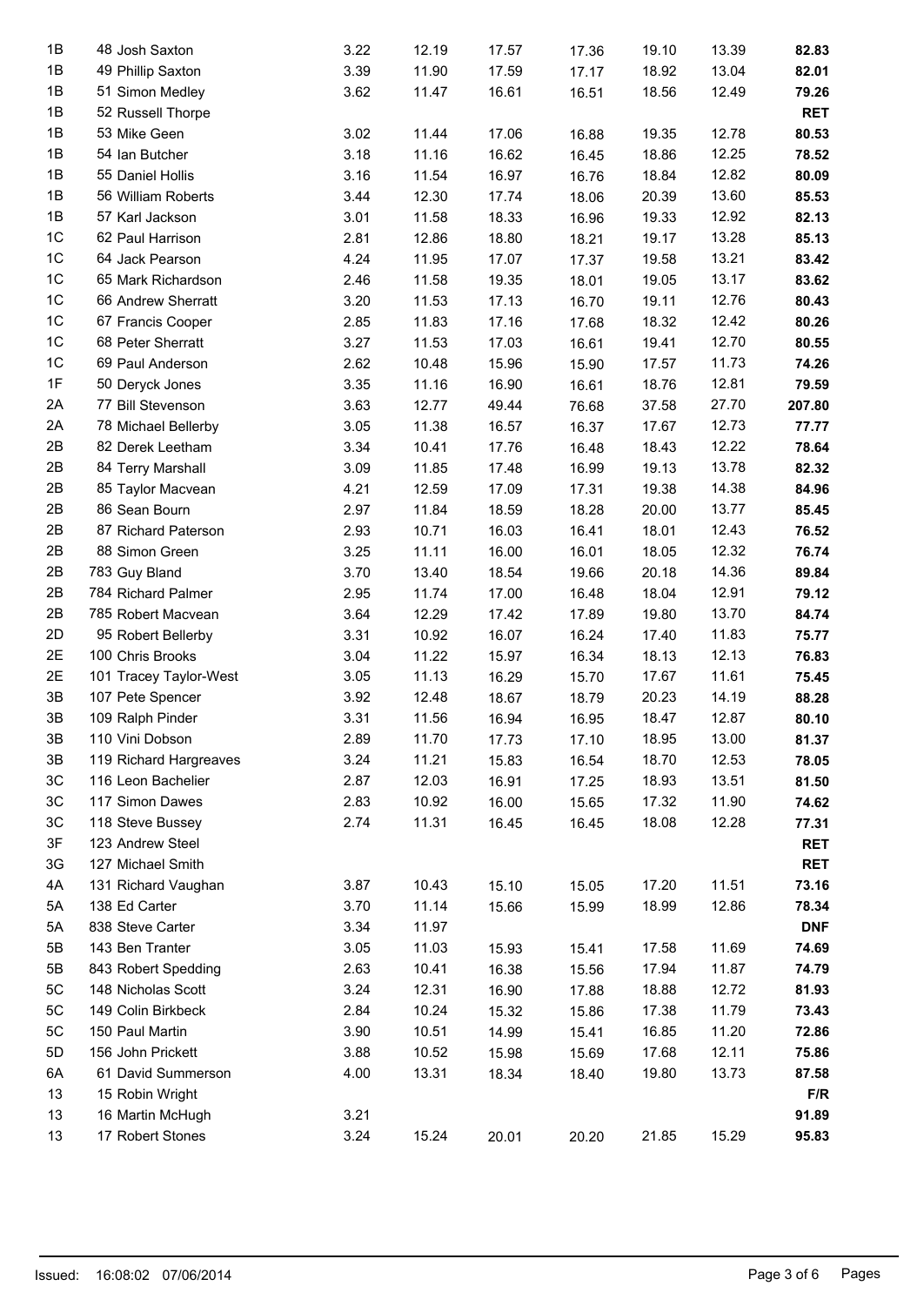| | | | | | | | | |
|---|---|---|---|---|---|---|---|---|
| 1B | 48 Josh Saxton | 3.22 | 12.19 | 17.57 | 17.36 | 19.10 | 13.39 | **82.83** |
| 1B | 49 Phillip Saxton | 3.39 | 11.90 | 17.59 | 17.17 | 18.92 | 13.04 | **82.01** |
| 1B | 51 Simon Medley | 3.62 | 11.47 | 16.61 | 16.51 | 18.56 | 12.49 | **79.26** |
| 1B | 52 Russell Thorpe | | | | | | | **RET** |
| 1B | 53 Mike Geen | 3.02 | 11.44 | 17.06 | 16.88 | 19.35 | 12.78 | **80.53** |
| 1B | 54 Ian Butcher | 3.18 | 11.16 | 16.62 | 16.45 | 18.86 | 12.25 | **78.52** |
| 1B | 55 Daniel Hollis | 3.16 | 11.54 | 16.97 | 16.76 | 18.84 | 12.82 | **80.09** |
| 1B | 56 William Roberts | 3.44 | 12.30 | 17.74 | 18.06 | 20.39 | 13.60 | **85.53** |
| 1B | 57 Karl Jackson | 3.01 | 11.58 | 18.33 | 16.96 | 19.33 | 12.92 | **82.13** |
| 1C | 62 Paul Harrison | 2.81 | 12.86 | 18.80 | 18.21 | 19.17 | 13.28 | **85.13** |
| 1C | 64 Jack Pearson | 4.24 | 11.95 | 17.07 | 17.37 | 19.58 | 13.21 | **83.42** |
| 1C | 65 Mark Richardson | 2.46 | 11.58 | 19.35 | 18.01 | 19.05 | 13.17 | **83.62** |
| 1C | 66 Andrew Sherratt | 3.20 | 11.53 | 17.13 | 16.70 | 19.11 | 12.76 | **80.43** |
| 1C | 67 Francis Cooper | 2.85 | 11.83 | 17.16 | 17.68 | 18.32 | 12.42 | **80.26** |
| 1C | 68 Peter Sherratt | 3.27 | 11.53 | 17.03 | 16.61 | 19.41 | 12.70 | **80.55** |
| 1C | 69 Paul Anderson | 2.62 | 10.48 | 15.96 | 15.90 | 17.57 | 11.73 | **74.26** |
| 1F | 50 Deryck Jones | 3.35 | 11.16 | 16.90 | 16.61 | 18.76 | 12.81 | **79.59** |
| 2A | 77 Bill Stevenson | 3.63 | 12.77 | 49.44 | 76.68 | 37.58 | 27.70 | **207.80** |
| 2A | 78 Michael Bellerby | 3.05 | 11.38 | 16.57 | 16.37 | 17.67 | 12.73 | **77.77** |
| 2B | 82 Derek Leetham | 3.34 | 10.41 | 17.76 | 16.48 | 18.43 | 12.22 | **78.64** |
| 2B | 84 Terry Marshall | 3.09 | 11.85 | 17.48 | 16.99 | 19.13 | 13.78 | **82.32** |
| 2B | 85 Taylor Macvean | 4.21 | 12.59 | 17.09 | 17.31 | 19.38 | 14.38 | **84.96** |
| 2B | 86 Sean Bourn | 2.97 | 11.84 | 18.59 | 18.28 | 20.00 | 13.77 | **85.45** |
| 2B | 87 Richard Paterson | 2.93 | 10.71 | 16.03 | 16.41 | 18.01 | 12.43 | **76.52** |
| 2B | 88 Simon Green | 3.25 | 11.11 | 16.00 | 16.01 | 18.05 | 12.32 | **76.74** |
| 2B | 783 Guy Bland | 3.70 | 13.40 | 18.54 | 19.66 | 20.18 | 14.36 | **89.84** |
| 2B | 784 Richard Palmer | 2.95 | 11.74 | 17.00 | 16.48 | 18.04 | 12.91 | **79.12** |
| 2B | 785 Robert Macvean | 3.64 | 12.29 | 17.42 | 17.89 | 19.80 | 13.70 | **84.74** |
| 2D | 95 Robert Bellerby | 3.31 | 10.92 | 16.07 | 16.24 | 17.40 | 11.83 | **75.77** |
| 2E | 100 Chris Brooks | 3.04 | 11.22 | 15.97 | 16.34 | 18.13 | 12.13 | **76.83** |
| 2E | 101 Tracey Taylor-West | 3.05 | 11.13 | 16.29 | 15.70 | 17.67 | 11.61 | **75.45** |
| 3B | 107 Pete Spencer | 3.92 | 12.48 | 18.67 | 18.79 | 20.23 | 14.19 | **88.28** |
| 3B | 109 Ralph Pinder | 3.31 | 11.56 | 16.94 | 16.95 | 18.47 | 12.87 | **80.10** |
| 3B | 110 Vini Dobson | 2.89 | 11.70 | 17.73 | 17.10 | 18.95 | 13.00 | **81.37** |
| 3B | 119 Richard Hargreaves | 3.24 | 11.21 | 15.83 | 16.54 | 18.70 | 12.53 | **78.05** |
| 3C | 116 Leon Bachelier | 2.87 | 12.03 | 16.91 | 17.25 | 18.93 | 13.51 | **81.50** |
| 3C | 117 Simon Dawes | 2.83 | 10.92 | 16.00 | 15.65 | 17.32 | 11.90 | **74.62** |
| 3C | 118 Steve Bussey | 2.74 | 11.31 | 16.45 | 16.45 | 18.08 | 12.28 | **77.31** |
| 3F | 123 Andrew Steel | | | | | | | **RET** |
| 3G | 127 Michael Smith | | | | | | | **RET** |
| 4A | 131 Richard Vaughan | 3.87 | 10.43 | 15.10 | 15.05 | 17.20 | 11.51 | **73.16** |
| 5A | 138 Ed Carter | 3.70 | 11.14 | 15.66 | 15.99 | 18.99 | 12.86 | **78.34** |
| 5A | 838 Steve Carter | 3.34 | 11.97 | | | | | **DNF** |
| 5B | 143 Ben Tranter | 3.05 | 11.03 | 15.93 | 15.41 | 17.58 | 11.69 | **74.69** |
| 5B | 843 Robert Spedding | 2.63 | 10.41 | 16.38 | 15.56 | 17.94 | 11.87 | **74.79** |
| 5C | 148 Nicholas Scott | 3.24 | 12.31 | 16.90 | 17.88 | 18.88 | 12.72 | **81.93** |
| 5C | 149 Colin Birkbeck | 2.84 | 10.24 | 15.32 | 15.86 | 17.38 | 11.79 | **73.43** |
| 5C | 150 Paul Martin | 3.90 | 10.51 | 14.99 | 15.41 | 16.85 | 11.20 | **72.86** |
| 5D | 156 John Prickett | 3.88 | 10.52 | 15.98 | 15.69 | 17.68 | 12.11 | **75.86** |
| 6A | 61 David Summerson | 4.00 | 13.31 | 18.34 | 18.40 | 19.80 | 13.73 | **87.58** |
| 13 | 15 Robin Wright | | | | | | | **F/R** |
| 13 | 16 Martin McHugh | 3.21 | | | | | | **91.89** |
| 13 | 17 Robert Stones | 3.24 | 15.24 | 20.01 | 20.20 | 21.85 | 15.29 | **95.83** |

Issued: 16:08:02 07/06/2014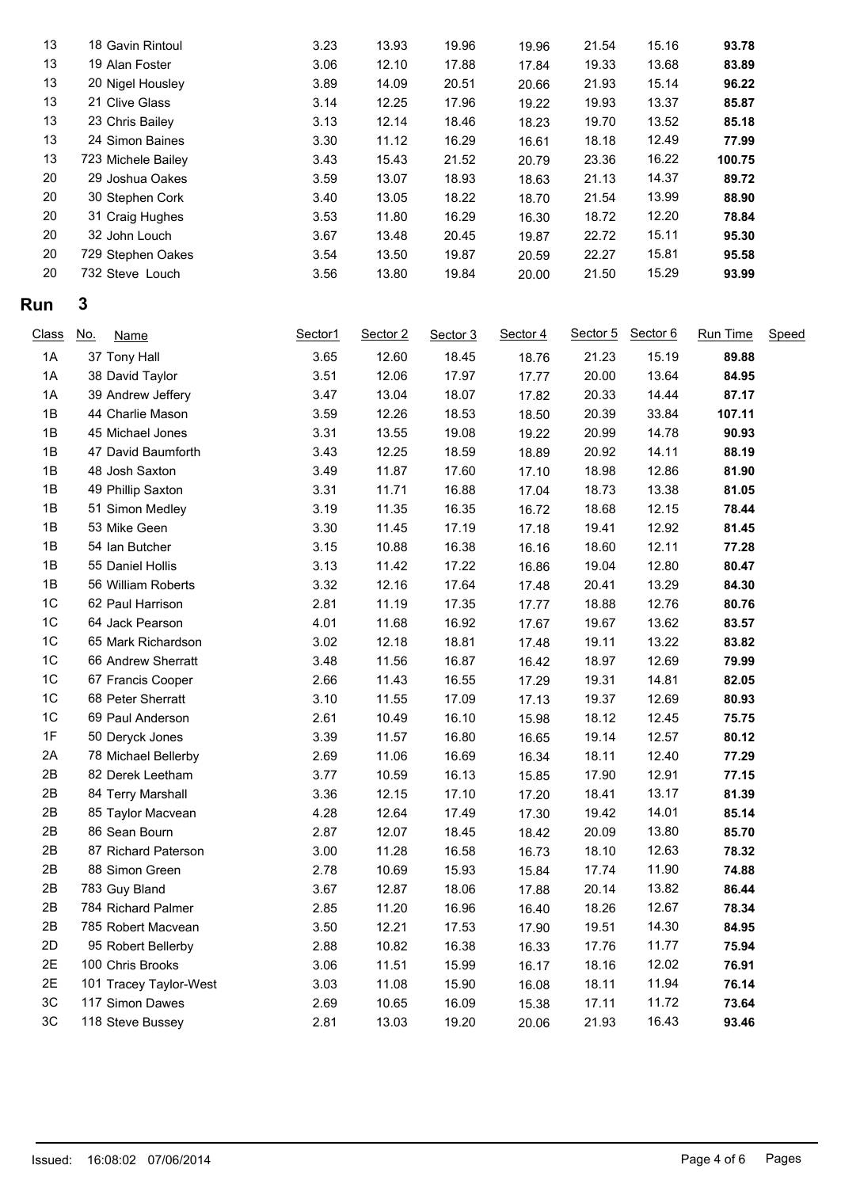| Class | No. | Name | Sector1 | Sector 2 | Sector 3 | Sector 4 | Sector 5 | Sector 6 | Run Time | Speed |
|---|---|---|---|---|---|---|---|---|---|---|
| 13 | 18 | Gavin Rintoul | 3.23 | 13.93 | 19.96 | 19.96 | 21.54 | 15.16 | **93.78** | |
| 13 | 19 | Alan Foster | 3.06 | 12.10 | 17.88 | 17.84 | 19.33 | 13.68 | **83.89** | |
| 13 | 20 | Nigel Housley | 3.89 | 14.09 | 20.51 | 20.66 | 21.93 | 15.14 | **96.22** | |
| 13 | 21 | Clive Glass | 3.14 | 12.25 | 17.96 | 19.22 | 19.93 | 13.37 | **85.87** | |
| 13 | 23 | Chris Bailey | 3.13 | 12.14 | 18.46 | 18.23 | 19.70 | 13.52 | **85.18** | |
| 13 | 24 | Simon Baines | 3.30 | 11.12 | 16.29 | 16.61 | 18.18 | 12.49 | **77.99** | |
| 13 | 723 | Michele Bailey | 3.43 | 15.43 | 21.52 | 20.79 | 23.36 | 16.22 | **100.75** | |
| 20 | 29 | Joshua Oakes | 3.59 | 13.07 | 18.93 | 18.63 | 21.13 | 14.37 | **89.72** | |
| 20 | 30 | Stephen Cork | 3.40 | 13.05 | 18.22 | 18.70 | 21.54 | 13.99 | **88.90** | |
| 20 | 31 | Craig Hughes | 3.53 | 11.80 | 16.29 | 16.30 | 18.72 | 12.20 | **78.84** | |
| 20 | 32 | John Louch | 3.67 | 13.48 | 20.45 | 19.87 | 22.72 | 15.11 | **95.30** | |
| 20 | 729 | Stephen Oakes | 3.54 | 13.50 | 19.87 | 20.59 | 22.27 | 15.81 | **95.58** | |
| 20 | 732 | Steve Louch | 3.56 | 13.80 | 19.84 | 20.00 | 21.50 | 15.29 | **93.99** | |

## Run 3

| Class | No. | Name | Sector1 | Sector 2 | Sector 3 | Sector 4 | Sector 5 | Sector 6 | Run Time | Speed |
|---|---|---|---|---|---|---|---|---|---|---|
| 1A | 37 | Tony Hall | 3.65 | 12.60 | 18.45 | 18.76 | 21.23 | 15.19 | **89.88** | |
| 1A | 38 | David Taylor | 3.51 | 12.06 | 17.97 | 17.77 | 20.00 | 13.64 | **84.95** | |
| 1A | 39 | Andrew Jeffery | 3.47 | 13.04 | 18.07 | 17.82 | 20.33 | 14.44 | **87.17** | |
| 1B | 44 | Charlie Mason | 3.59 | 12.26 | 18.53 | 18.50 | 20.39 | 33.84 | **107.11** | |
| 1B | 45 | Michael Jones | 3.31 | 13.55 | 19.08 | 19.22 | 20.99 | 14.78 | **90.93** | |
| 1B | 47 | David Baumforth | 3.43 | 12.25 | 18.59 | 18.89 | 20.92 | 14.11 | **88.19** | |
| 1B | 48 | Josh Saxton | 3.49 | 11.87 | 17.60 | 17.10 | 18.98 | 12.86 | **81.90** | |
| 1B | 49 | Phillip Saxton | 3.31 | 11.71 | 16.88 | 17.04 | 18.73 | 13.38 | **81.05** | |
| 1B | 51 | Simon Medley | 3.19 | 11.35 | 16.35 | 16.72 | 18.68 | 12.15 | **78.44** | |
| 1B | 53 | Mike Geen | 3.30 | 11.45 | 17.19 | 17.18 | 19.41 | 12.92 | **81.45** | |
| 1B | 54 | Ian Butcher | 3.15 | 10.88 | 16.38 | 16.16 | 18.60 | 12.11 | **77.28** | |
| 1B | 55 | Daniel Hollis | 3.13 | 11.42 | 17.22 | 16.86 | 19.04 | 12.80 | **80.47** | |
| 1B | 56 | William Roberts | 3.32 | 12.16 | 17.64 | 17.48 | 20.41 | 13.29 | **84.30** | |
| 1C | 62 | Paul Harrison | 2.81 | 11.19 | 17.35 | 17.77 | 18.88 | 12.76 | **80.76** | |
| 1C | 64 | Jack Pearson | 4.01 | 11.68 | 16.92 | 17.67 | 19.67 | 13.62 | **83.57** | |
| 1C | 65 | Mark Richardson | 3.02 | 12.18 | 18.81 | 17.48 | 19.11 | 13.22 | **83.82** | |
| 1C | 66 | Andrew Sherratt | 3.48 | 11.56 | 16.87 | 16.42 | 18.97 | 12.69 | **79.99** | |
| 1C | 67 | Francis Cooper | 2.66 | 11.43 | 16.55 | 17.29 | 19.31 | 14.81 | **82.05** | |
| 1C | 68 | Peter Sherratt | 3.10 | 11.55 | 17.09 | 17.13 | 19.37 | 12.69 | **80.93** | |
| 1C | 69 | Paul Anderson | 2.61 | 10.49 | 16.10 | 15.98 | 18.12 | 12.45 | **75.75** | |
| 1F | 50 | Deryck Jones | 3.39 | 11.57 | 16.80 | 16.65 | 19.14 | 12.57 | **80.12** | |
| 2A | 78 | Michael Bellerby | 2.69 | 11.06 | 16.69 | 16.34 | 18.11 | 12.40 | **77.29** | |
| 2B | 82 | Derek Leetham | 3.77 | 10.59 | 16.13 | 15.85 | 17.90 | 12.91 | **77.15** | |
| 2B | 84 | Terry Marshall | 3.36 | 12.15 | 17.10 | 17.20 | 18.41 | 13.17 | **81.39** | |
| 2B | 85 | Taylor Macvean | 4.28 | 12.64 | 17.49 | 17.30 | 19.42 | 14.01 | **85.14** | |
| 2B | 86 | Sean Bourn | 2.87 | 12.07 | 18.45 | 18.42 | 20.09 | 13.80 | **85.70** | |
| 2B | 87 | Richard Paterson | 3.00 | 11.28 | 16.58 | 16.73 | 18.10 | 12.63 | **78.32** | |
| 2B | 88 | Simon Green | 2.78 | 10.69 | 15.93 | 15.84 | 17.74 | 11.90 | **74.88** | |
| 2B | 783 | Guy Bland | 3.67 | 12.87 | 18.06 | 17.88 | 20.14 | 13.82 | **86.44** | |
| 2B | 784 | Richard Palmer | 2.85 | 11.20 | 16.96 | 16.40 | 18.26 | 12.67 | **78.34** | |
| 2B | 785 | Robert Macvean | 3.50 | 12.21 | 17.53 | 17.90 | 19.51 | 14.30 | **84.95** | |
| 2D | 95 | Robert Bellerby | 2.88 | 10.82 | 16.38 | 16.33 | 17.76 | 11.77 | **75.94** | |
| 2E | 100 | Chris Brooks | 3.06 | 11.51 | 15.99 | 16.17 | 18.16 | 12.02 | **76.91** | |
| 2E | 101 | Tracey Taylor-West | 3.03 | 11.08 | 15.90 | 16.08 | 18.11 | 11.94 | **76.14** | |
| 3C | 117 | Simon Dawes | 2.69 | 10.65 | 16.09 | 15.38 | 17.11 | 11.72 | **73.64** | |
| 3C | 118 | Steve Bussey | 2.81 | 13.03 | 19.20 | 20.06 | 21.93 | 16.43 | **93.46** | |

Issued: 16:08:02 07/06/2014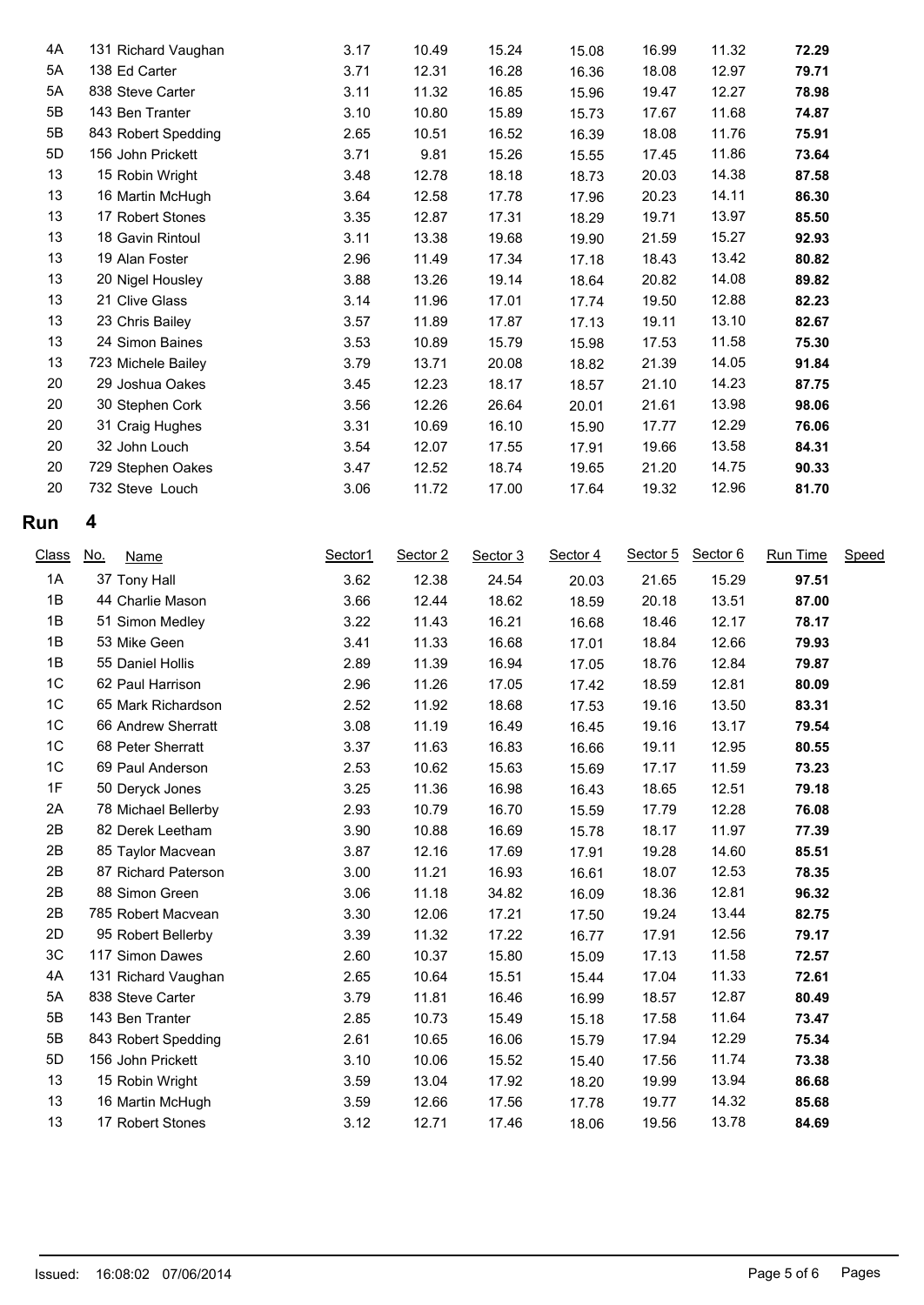| Class | No. | Name | Sector1 | Sector 2 | Sector 3 | Sector 4 | Sector 5 | Sector 6 | Run Time | Speed |
|---|---|---|---|---|---|---|---|---|---|---|
| 4A | 131 | Richard Vaughan | 3.17 | 10.49 | 15.24 | 15.08 | 16.99 | 11.32 | **72.29** | |
| 5A | 138 | Ed Carter | 3.71 | 12.31 | 16.28 | 16.36 | 18.08 | 12.97 | **79.71** | |
| 5A | 838 | Steve Carter | 3.11 | 11.32 | 16.85 | 15.96 | 19.47 | 12.27 | **78.98** | |
| 5B | 143 | Ben Tranter | 3.10 | 10.80 | 15.89 | 15.73 | 17.67 | 11.68 | **74.87** | |
| 5B | 843 | Robert Spedding | 2.65 | 10.51 | 16.52 | 16.39 | 18.08 | 11.76 | **75.91** | |
| 5D | 156 | John Prickett | 3.71 | 9.81 | 15.26 | 15.55 | 17.45 | 11.86 | **73.64** | |
| 13 | 15 | Robin Wright | 3.48 | 12.78 | 18.18 | 18.73 | 20.03 | 14.38 | **87.58** | |
| 13 | 16 | Martin McHugh | 3.64 | 12.58 | 17.78 | 17.96 | 20.23 | 14.11 | **86.30** | |
| 13 | 17 | Robert Stones | 3.35 | 12.87 | 17.31 | 18.29 | 19.71 | 13.97 | **85.50** | |
| 13 | 18 | Gavin Rintoul | 3.11 | 13.38 | 19.68 | 19.90 | 21.59 | 15.27 | **92.93** | |
| 13 | 19 | Alan Foster | 2.96 | 11.49 | 17.34 | 17.18 | 18.43 | 13.42 | **80.82** | |
| 13 | 20 | Nigel Housley | 3.88 | 13.26 | 19.14 | 18.64 | 20.82 | 14.08 | **89.82** | |
| 13 | 21 | Clive Glass | 3.14 | 11.96 | 17.01 | 17.74 | 19.50 | 12.88 | **82.23** | |
| 13 | 23 | Chris Bailey | 3.57 | 11.89 | 17.87 | 17.13 | 19.11 | 13.10 | **82.67** | |
| 13 | 24 | Simon Baines | 3.53 | 10.89 | 15.79 | 15.98 | 17.53 | 11.58 | **75.30** | |
| 13 | 723 | Michele Bailey | 3.79 | 13.71 | 20.08 | 18.82 | 21.39 | 14.05 | **91.84** | |
| 20 | 29 | Joshua Oakes | 3.45 | 12.23 | 18.17 | 18.57 | 21.10 | 14.23 | **87.75** | |
| 20 | 30 | Stephen Cork | 3.56 | 12.26 | 26.64 | 20.01 | 21.61 | 13.98 | **98.06** | |
| 20 | 31 | Craig Hughes | 3.31 | 10.69 | 16.10 | 15.90 | 17.77 | 12.29 | **76.06** | |
| 20 | 32 | John Louch | 3.54 | 12.07 | 17.55 | 17.91 | 19.66 | 13.58 | **84.31** | |
| 20 | 729 | Stephen Oakes | 3.47 | 12.52 | 18.74 | 19.65 | 21.20 | 14.75 | **90.33** | |
| 20 | 732 | Steve Louch | 3.06 | 11.72 | 17.00 | 17.64 | 19.32 | 12.96 | **81.70** | |

## Run 4

| Class | No. | Name | Sector1 | Sector 2 | Sector 3 | Sector 4 | Sector 5 | Sector 6 | Run Time | Speed |
|---|---|---|---|---|---|---|---|---|---|---|
| 1A | 37 | Tony Hall | 3.62 | 12.38 | 24.54 | 20.03 | 21.65 | 15.29 | **97.51** | |
| 1B | 44 | Charlie Mason | 3.66 | 12.44 | 18.62 | 18.59 | 20.18 | 13.51 | **87.00** | |
| 1B | 51 | Simon Medley | 3.22 | 11.43 | 16.21 | 16.68 | 18.46 | 12.17 | **78.17** | |
| 1B | 53 | Mike Geen | 3.41 | 11.33 | 16.68 | 17.01 | 18.84 | 12.66 | **79.93** | |
| 1B | 55 | Daniel Hollis | 2.89 | 11.39 | 16.94 | 17.05 | 18.76 | 12.84 | **79.87** | |
| 1C | 62 | Paul Harrison | 2.96 | 11.26 | 17.05 | 17.42 | 18.59 | 12.81 | **80.09** | |
| 1C | 65 | Mark Richardson | 2.52 | 11.92 | 18.68 | 17.53 | 19.16 | 13.50 | **83.31** | |
| 1C | 66 | Andrew Sherratt | 3.08 | 11.19 | 16.49 | 16.45 | 19.16 | 13.17 | **79.54** | |
| 1C | 68 | Peter Sherratt | 3.37 | 11.63 | 16.83 | 16.66 | 19.11 | 12.95 | **80.55** | |
| 1C | 69 | Paul Anderson | 2.53 | 10.62 | 15.63 | 15.69 | 17.17 | 11.59 | **73.23** | |
| 1F | 50 | Deryck Jones | 3.25 | 11.36 | 16.98 | 16.43 | 18.65 | 12.51 | **79.18** | |
| 2A | 78 | Michael Bellerby | 2.93 | 10.79 | 16.70 | 15.59 | 17.79 | 12.28 | **76.08** | |
| 2B | 82 | Derek Leetham | 3.90 | 10.88 | 16.69 | 15.78 | 18.17 | 11.97 | **77.39** | |
| 2B | 85 | Taylor Macvean | 3.87 | 12.16 | 17.69 | 17.91 | 19.28 | 14.60 | **85.51** | |
| 2B | 87 | Richard Paterson | 3.00 | 11.21 | 16.93 | 16.61 | 18.07 | 12.53 | **78.35** | |
| 2B | 88 | Simon Green | 3.06 | 11.18 | 34.82 | 16.09 | 18.36 | 12.81 | **96.32** | |
| 2B | 785 | Robert Macvean | 3.30 | 12.06 | 17.21 | 17.50 | 19.24 | 13.44 | **82.75** | |
| 2D | 95 | Robert Bellerby | 3.39 | 11.32 | 17.22 | 16.77 | 17.91 | 12.56 | **79.17** | |
| 3C | 117 | Simon Dawes | 2.60 | 10.37 | 15.80 | 15.09 | 17.13 | 11.58 | **72.57** | |
| 4A | 131 | Richard Vaughan | 2.65 | 10.64 | 15.51 | 15.44 | 17.04 | 11.33 | **72.61** | |
| 5A | 838 | Steve Carter | 3.79 | 11.81 | 16.46 | 16.99 | 18.57 | 12.87 | **80.49** | |
| 5B | 143 | Ben Tranter | 2.85 | 10.73 | 15.49 | 15.18 | 17.58 | 11.64 | **73.47** | |
| 5B | 843 | Robert Spedding | 2.61 | 10.65 | 16.06 | 15.79 | 17.94 | 12.29 | **75.34** | |
| 5D | 156 | John Prickett | 3.10 | 10.06 | 15.52 | 15.40 | 17.56 | 11.74 | **73.38** | |
| 13 | 15 | Robin Wright | 3.59 | 13.04 | 17.92 | 18.20 | 19.99 | 13.94 | **86.68** | |
| 13 | 16 | Martin McHugh | 3.59 | 12.66 | 17.56 | 17.78 | 19.77 | 14.32 | **85.68** | |
| 13 | 17 | Robert Stones | 3.12 | 12.71 | 17.46 | 18.06 | 19.56 | 13.78 | **84.69** | |

Issued: 16:08:02 07/06/2014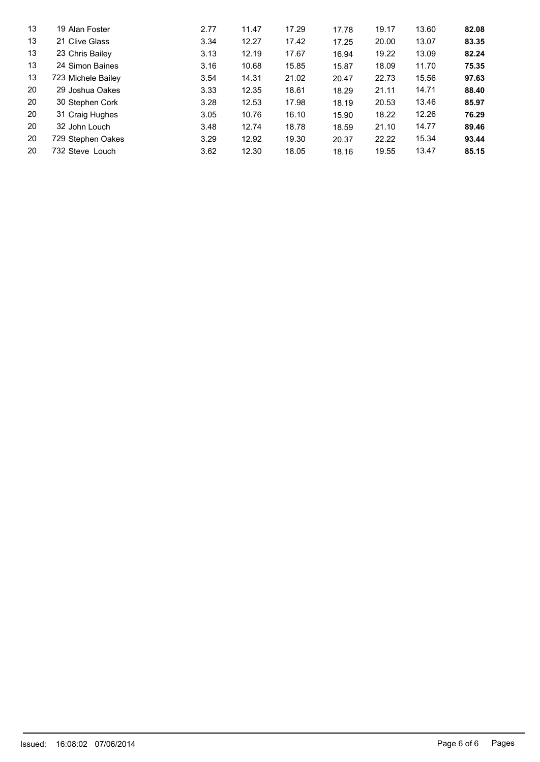| | | | | | | | | | |
|---|---|---|---|---|---|---|---|---|---|
| 13 | 19 | Alan Foster | 2.77 | 11.47 | 17.29 | 17.78 | 19.17 | 13.60 | **82.08** |
| 13 | 21 | Clive Glass | 3.34 | 12.27 | 17.42 | 17.25 | 20.00 | 13.07 | **83.35** |
| 13 | 23 | Chris Bailey | 3.13 | 12.19 | 17.67 | 16.94 | 19.22 | 13.09 | **82.24** |
| 13 | 24 | Simon Baines | 3.16 | 10.68 | 15.85 | 15.87 | 18.09 | 11.70 | **75.35** |
| 13 | 723 | Michele Bailey | 3.54 | 14.31 | 21.02 | 20.47 | 22.73 | 15.56 | **97.63** |
| 20 | 29 | Joshua Oakes | 3.33 | 12.35 | 18.61 | 18.29 | 21.11 | 14.71 | **88.40** |
| 20 | 30 | Stephen Cork | 3.28 | 12.53 | 17.98 | 18.19 | 20.53 | 13.46 | **85.97** |
| 20 | 31 | Craig Hughes | 3.05 | 10.76 | 16.10 | 15.90 | 18.22 | 12.26 | **76.29** |
| 20 | 32 | John Louch | 3.48 | 12.74 | 18.78 | 18.59 | 21.10 | 14.77 | **89.46** |
| 20 | 729 | Stephen Oakes | 3.29 | 12.92 | 19.30 | 20.37 | 22.22 | 15.34 | **93.44** |
| 20 | 732 | Steve Louch | 3.62 | 12.30 | 18.05 | 18.16 | 19.55 | 13.47 | **85.15** |

Issued: 16:08:02 07/06/2014